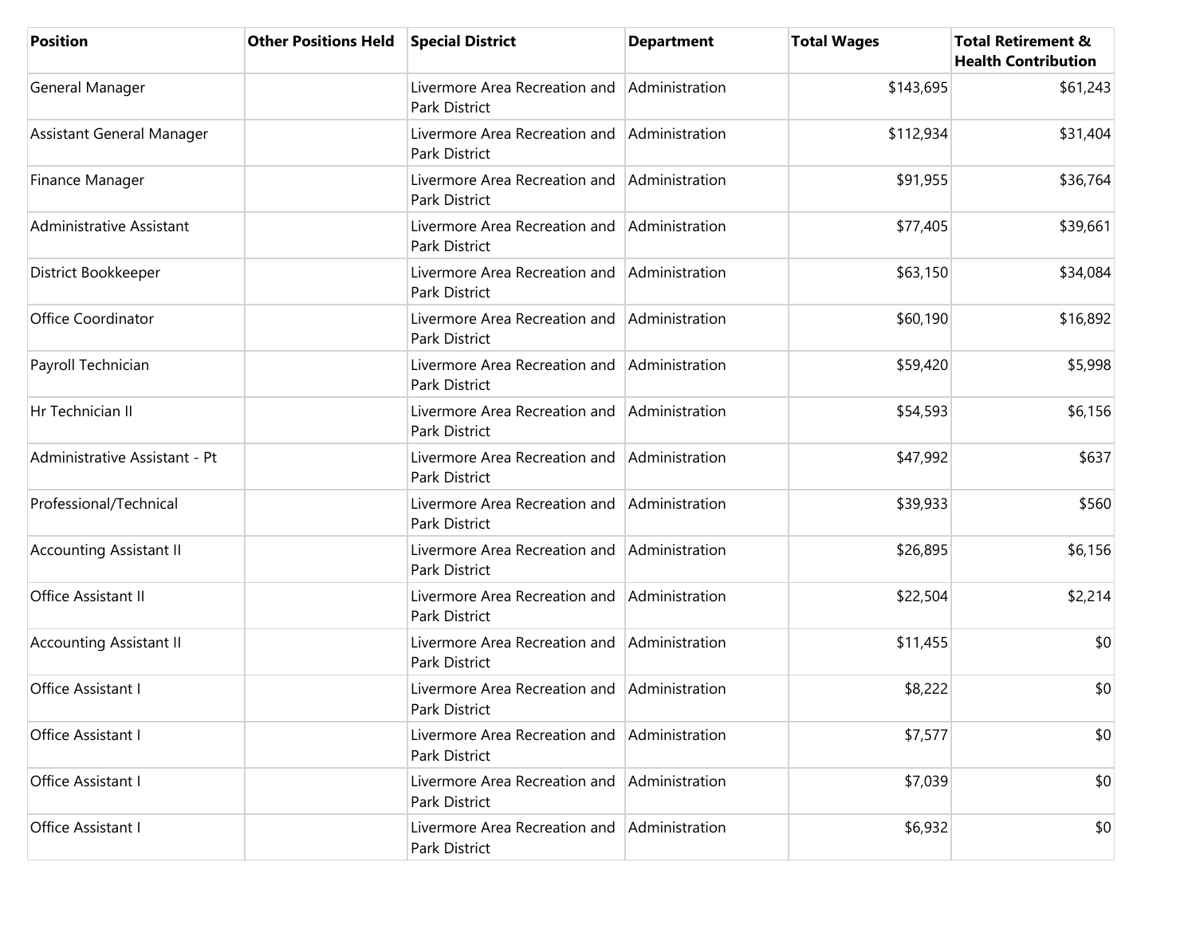| Position | Other Positions Held | Special District | Department | Total Wages | Total Retirement & Health Contribution |
| --- | --- | --- | --- | --- | --- |
| General Manager | | Livermore Area Recreation and Park District | Administration | $143,695 | $61,243 |
| Assistant General Manager | | Livermore Area Recreation and Park District | Administration | $112,934 | $31,404 |
| Finance Manager | | Livermore Area Recreation and Park District | Administration | $91,955 | $36,764 |
| Administrative Assistant | | Livermore Area Recreation and Park District | Administration | $77,405 | $39,661 |
| District Bookkeeper | | Livermore Area Recreation and Park District | Administration | $63,150 | $34,084 |
| Office Coordinator | | Livermore Area Recreation and Park District | Administration | $60,190 | $16,892 |
| Payroll Technician | | Livermore Area Recreation and Park District | Administration | $59,420 | $5,998 |
| Hr Technician II | | Livermore Area Recreation and Park District | Administration | $54,593 | $6,156 |
| Administrative Assistant - Pt | | Livermore Area Recreation and Park District | Administration | $47,992 | $637 |
| Professional/Technical | | Livermore Area Recreation and Park District | Administration | $39,933 | $560 |
| Accounting Assistant II | | Livermore Area Recreation and Park District | Administration | $26,895 | $6,156 |
| Office Assistant II | | Livermore Area Recreation and Park District | Administration | $22,504 | $2,214 |
| Accounting Assistant II | | Livermore Area Recreation and Park District | Administration | $11,455 | $0 |
| Office Assistant I | | Livermore Area Recreation and Park District | Administration | $8,222 | $0 |
| Office Assistant I | | Livermore Area Recreation and Park District | Administration | $7,577 | $0 |
| Office Assistant I | | Livermore Area Recreation and Park District | Administration | $7,039 | $0 |
| Office Assistant I | | Livermore Area Recreation and Park District | Administration | $6,932 | $0 |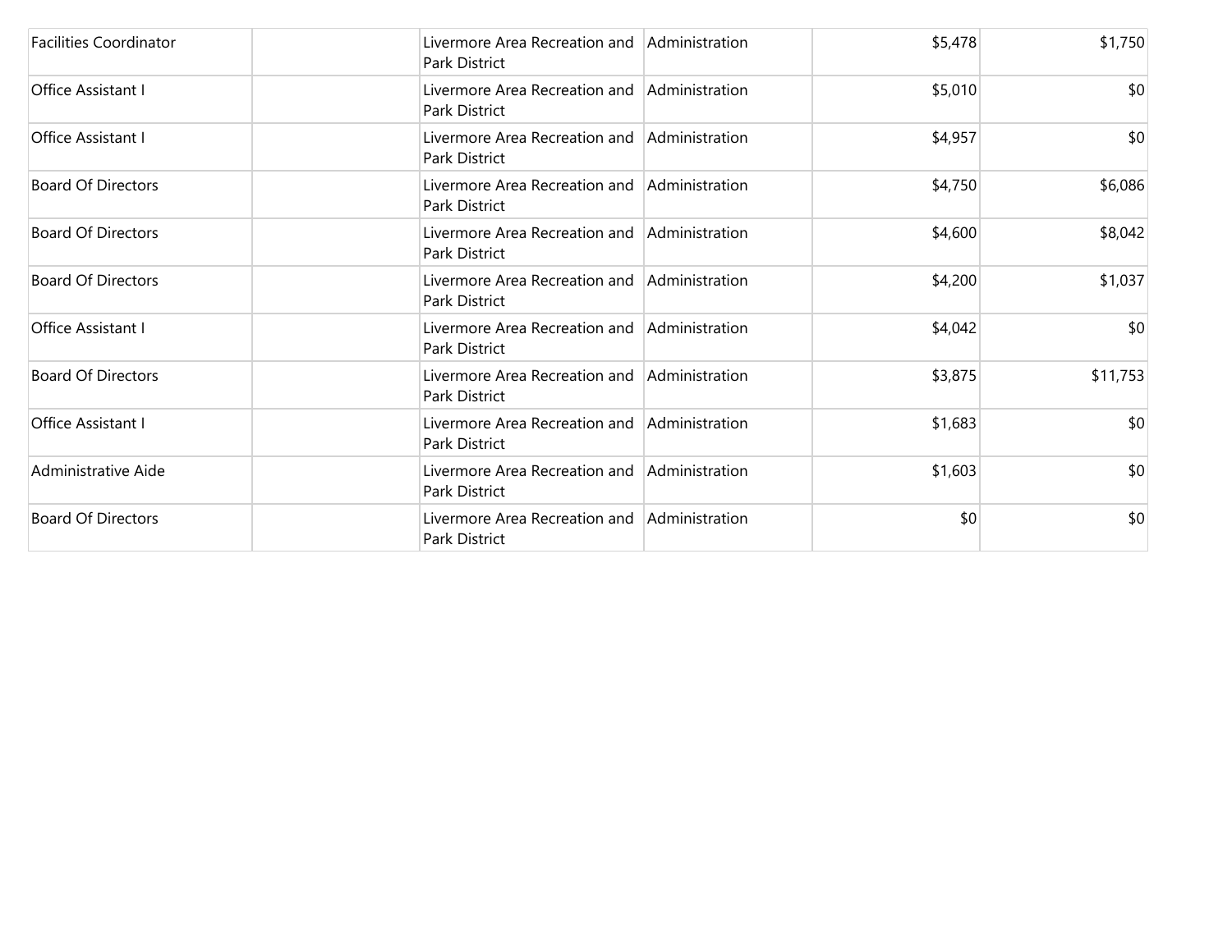| | | | | | |
|---|---|---|---|---|---|
| Facilities Coordinator | | Livermore Area Recreation and Park District | Administration | $5,478 | $1,750 |
| Office Assistant I | | Livermore Area Recreation and Park District | Administration | $5,010 | $0 |
| Office Assistant I | | Livermore Area Recreation and Park District | Administration | $4,957 | $0 |
| Board Of Directors | | Livermore Area Recreation and Park District | Administration | $4,750 | $6,086 |
| Board Of Directors | | Livermore Area Recreation and Park District | Administration | $4,600 | $8,042 |
| Board Of Directors | | Livermore Area Recreation and Park District | Administration | $4,200 | $1,037 |
| Office Assistant I | | Livermore Area Recreation and Park District | Administration | $4,042 | $0 |
| Board Of Directors | | Livermore Area Recreation and Park District | Administration | $3,875 | $11,753 |
| Office Assistant I | | Livermore Area Recreation and Park District | Administration | $1,683 | $0 |
| Administrative Aide | | Livermore Area Recreation and Park District | Administration | $1,603 | $0 |
| Board Of Directors | | Livermore Area Recreation and Park District | Administration | $0 | $0 |